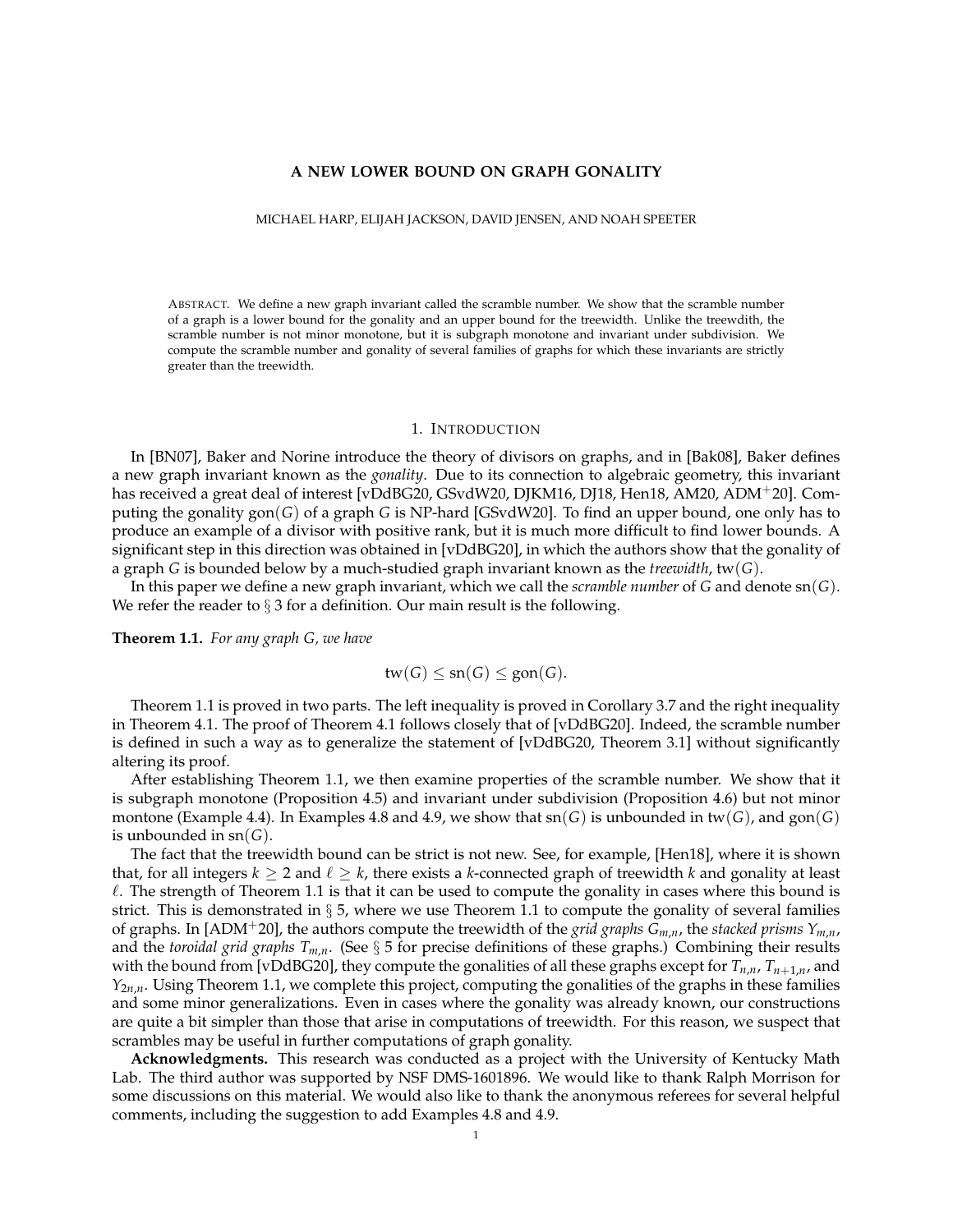# A NEW LOWER BOUND ON GRAPH GONALITY

MICHAEL HARP, ELIJAH JACKSON, DAVID JENSEN, AND NOAH SPEETER

ABSTRACT. We define a new graph invariant called the scramble number. We show that the scramble number of a graph is a lower bound for the gonality and an upper bound for the treewidth. Unlike the treewdith, the scramble number is not minor monotone, but it is subgraph monotone and invariant under subdivision. We compute the scramble number and gonality of several families of graphs for which these invariants are strictly greater than the treewidth.

## 1. INTRODUCTION

In [BN07], Baker and Norine introduce the theory of divisors on graphs, and in [Bak08], Baker defines a new graph invariant known as the *gonality*. Due to its connection to algebraic geometry, this invariant has received a great deal of interest [vDdBG20, GSvdW20, DJKM16, DJ18, Hen18, AM20, ADM+20]. Computing the gonality $\mathrm{gon}(G)$ of a graph $G$ is NP-hard [GSvdW20]. To find an upper bound, one only has to produce an example of a divisor with positive rank, but it is much more difficult to find lower bounds. A significant step in this direction was obtained in [vDdBG20], in which the authors show that the gonality of a graph $G$ is bounded below by a much-studied graph invariant known as the *treewidth*, $\mathrm{tw}(G)$.

In this paper we define a new graph invariant, which we call the *scramble number* of $G$ and denote $\mathrm{sn}(G)$. We refer the reader to § 3 for a definition. Our main result is the following.

**Theorem 1.1.** *For any graph G, we have*

$$\mathrm{tw}(G) \leq \mathrm{sn}(G) \leq \mathrm{gon}(G).$$

Theorem 1.1 is proved in two parts. The left inequality is proved in Corollary 3.7 and the right inequality in Theorem 4.1. The proof of Theorem 4.1 follows closely that of [vDdBG20]. Indeed, the scramble number is defined in such a way as to generalize the statement of [vDdBG20, Theorem 3.1] without significantly altering its proof.

After establishing Theorem 1.1, we then examine properties of the scramble number. We show that it is subgraph monotone (Proposition 4.5) and invariant under subdivision (Proposition 4.6) but not minor montone (Example 4.4). In Examples 4.8 and 4.9, we show that $\mathrm{sn}(G)$ is unbounded in $\mathrm{tw}(G)$, and $\mathrm{gon}(G)$ is unbounded in $\mathrm{sn}(G)$.

The fact that the treewidth bound can be strict is not new. See, for example, [Hen18], where it is shown that, for all integers $k \geq 2$ and $\ell \geq k$, there exists a $k$-connected graph of treewidth $k$ and gonality at least $\ell$. The strength of Theorem 1.1 is that it can be used to compute the gonality in cases where this bound is strict. This is demonstrated in § 5, where we use Theorem 1.1 to compute the gonality of several families of graphs. In [ADM+20], the authors compute the treewidth of the *grid graphs* $G_{m,n}$, the *stacked prisms* $Y_{m,n}$, and the *toroidal grid graphs* $T_{m,n}$. (See § 5 for precise definitions of these graphs.) Combining their results with the bound from [vDdBG20], they compute the gonalities of all these graphs except for $T_{n,n}$, $T_{n+1,n}$, and $Y_{2n,n}$. Using Theorem 1.1, we complete this project, computing the gonalities of the graphs in these families and some minor generalizations. Even in cases where the gonality was already known, our constructions are quite a bit simpler than those that arise in computations of treewidth. For this reason, we suspect that scrambles may be useful in further computations of graph gonality.

**Acknowledgments.** This research was conducted as a project with the University of Kentucky Math Lab. The third author was supported by NSF DMS-1601896. We would like to thank Ralph Morrison for some discussions on this material. We would also like to thank the anonymous referees for several helpful comments, including the suggestion to add Examples 4.8 and 4.9.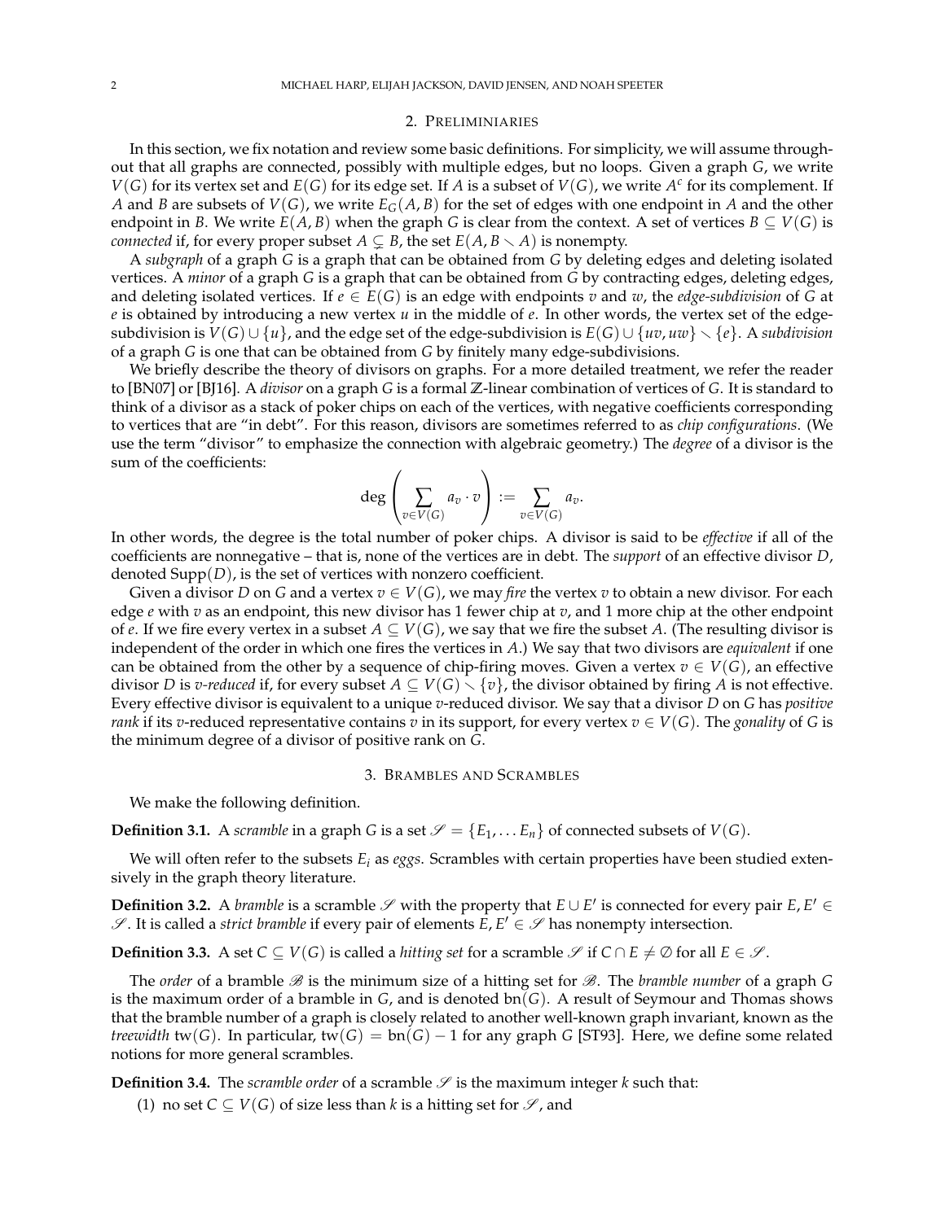## 2. Preliminiaries

In this section, we fix notation and review some basic definitions. For simplicity, we will assume throughout that all graphs are connected, possibly with multiple edges, but no loops. Given a graph $G$, we write $V(G)$ for its vertex set and $E(G)$ for its edge set. If $A$ is a subset of $V(G)$, we write $A^c$ for its complement. If $A$ and $B$ are subsets of $V(G)$, we write $E_G(A, B)$ for the set of edges with one endpoint in $A$ and the other endpoint in $B$. We write $E(A, B)$ when the graph $G$ is clear from the context. A set of vertices $B \subseteq V(G)$ is *connected* if, for every proper subset $A \subsetneq B$, the set $E(A, B \smallsetminus A)$ is nonempty.

A *subgraph* of a graph $G$ is a graph that can be obtained from $G$ by deleting edges and deleting isolated vertices. A *minor* of a graph $G$ is a graph that can be obtained from $G$ by contracting edges, deleting edges, and deleting isolated vertices. If $e \in E(G)$ is an edge with endpoints $v$ and $w$, the *edge-subdivision* of $G$ at $e$ is obtained by introducing a new vertex $u$ in the middle of $e$. In other words, the vertex set of the edge-subdivision is $V(G) \cup \{u\}$, and the edge set of the edge-subdivision is $E(G) \cup \{uv, uw\} \smallsetminus \{e\}$. A *subdivision* of a graph $G$ is one that can be obtained from $G$ by finitely many edge-subdivisions.

We briefly describe the theory of divisors on graphs. For a more detailed treatment, we refer the reader to [BN07] or [BJ16]. A *divisor* on a graph $G$ is a formal $\mathbb{Z}$-linear combination of vertices of $G$. It is standard to think of a divisor as a stack of poker chips on each of the vertices, with negative coefficients corresponding to vertices that are "in debt". For this reason, divisors are sometimes referred to as *chip configurations*. (We use the term "divisor" to emphasize the connection with algebraic geometry.) The *degree* of a divisor is the sum of the coefficients:

$$\deg\left(\sum_{v \in V(G)} a_v \cdot v\right) := \sum_{v \in V(G)} a_v.$$

In other words, the degree is the total number of poker chips. A divisor is said to be *effective* if all of the coefficients are nonnegative – that is, none of the vertices are in debt. The *support* of an effective divisor $D$, denoted $\mathrm{Supp}(D)$, is the set of vertices with nonzero coefficient.

Given a divisor $D$ on $G$ and a vertex $v \in V(G)$, we may *fire* the vertex $v$ to obtain a new divisor. For each edge $e$ with $v$ as an endpoint, this new divisor has 1 fewer chip at $v$, and 1 more chip at the other endpoint of $e$. If we fire every vertex in a subset $A \subseteq V(G)$, we say that we fire the subset $A$. (The resulting divisor is independent of the order in which one fires the vertices in $A$.) We say that two divisors are *equivalent* if one can be obtained from the other by a sequence of chip-firing moves. Given a vertex $v \in V(G)$, an effective divisor $D$ is *$v$-reduced* if, for every subset $A \subseteq V(G) \smallsetminus \{v\}$, the divisor obtained by firing $A$ is not effective. Every effective divisor is equivalent to a unique $v$-reduced divisor. We say that a divisor $D$ on $G$ has *positive rank* if its $v$-reduced representative contains $v$ in its support, for every vertex $v \in V(G)$. The *gonality* of $G$ is the minimum degree of a divisor of positive rank on $G$.

## 3. Brambles and Scrambles

We make the following definition.

**Definition 3.1.** A *scramble* in a graph $G$ is a set $\mathscr{S} = \{E_1, \ldots E_n\}$ of connected subsets of $V(G)$.

We will often refer to the subsets $E_i$ as *eggs*. Scrambles with certain properties have been studied extensively in the graph theory literature.

**Definition 3.2.** A *bramble* is a scramble $\mathscr{S}$ with the property that $E \cup E'$ is connected for every pair $E, E' \in \mathscr{S}$. It is called a *strict bramble* if every pair of elements $E, E' \in \mathscr{S}$ has nonempty intersection.

**Definition 3.3.** A set $C \subseteq V(G)$ is called a *hitting set* for a scramble $\mathscr{S}$ if $C \cap E \neq \emptyset$ for all $E \in \mathscr{S}$.

The *order* of a bramble $\mathscr{B}$ is the minimum size of a hitting set for $\mathscr{B}$. The *bramble number* of a graph $G$ is the maximum order of a bramble in $G$, and is denoted $\mathrm{bn}(G)$. A result of Seymour and Thomas shows that the bramble number of a graph is closely related to another well-known graph invariant, known as the *treewidth* $\mathrm{tw}(G)$. In particular, $\mathrm{tw}(G) = \mathrm{bn}(G) - 1$ for any graph $G$ [ST93]. Here, we define some related notions for more general scrambles.

**Definition 3.4.** The *scramble order* of a scramble $\mathscr{S}$ is the maximum integer $k$ such that:

(1) no set $C \subseteq V(G)$ of size less than $k$ is a hitting set for $\mathscr{S}$, and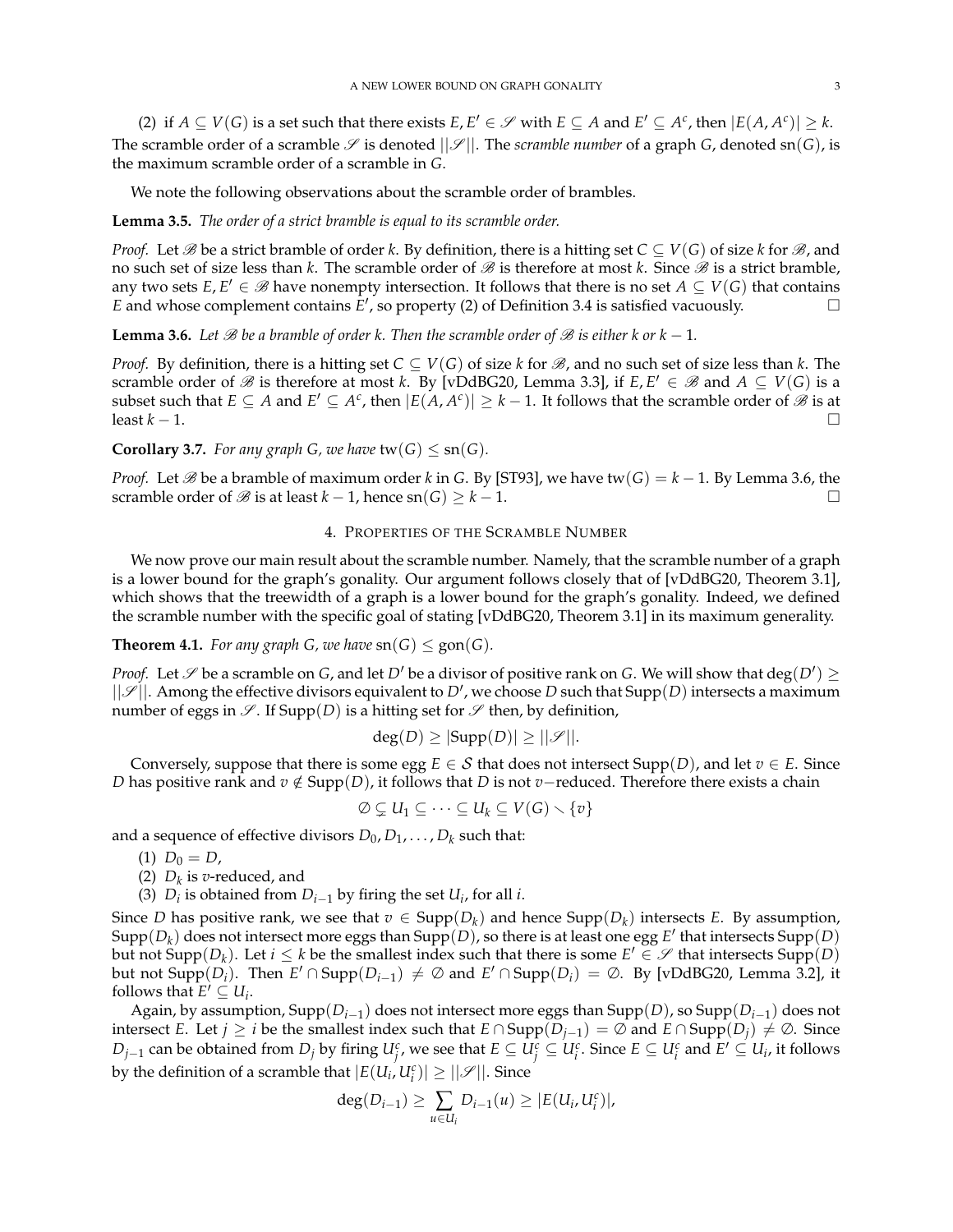(2) if $A \subseteq V(G)$ is a set such that there exists $E, E' \in \mathscr{S}$ with $E \subseteq A$ and $E' \subseteq A^c$, then $|E(A, A^c)| \geq k$.

The scramble order of a scramble $\mathscr{S}$ is denoted $||\mathscr{S}||$. The *scramble number* of a graph $G$, denoted $\mathrm{sn}(G)$, is the maximum scramble order of a scramble in $G$.

We note the following observations about the scramble order of brambles.

**Lemma 3.5.** *The order of a strict bramble is equal to its scramble order.*

*Proof.* Let $\mathscr{B}$ be a strict bramble of order $k$. By definition, there is a hitting set $C \subseteq V(G)$ of size $k$ for $\mathscr{B}$, and no such set of size less than $k$. The scramble order of $\mathscr{B}$ is therefore at most $k$. Since $\mathscr{B}$ is a strict bramble, any two sets $E, E' \in \mathscr{B}$ have nonempty intersection. It follows that there is no set $A \subseteq V(G)$ that contains $E$ and whose complement contains $E'$, so property (2) of Definition 3.4 is satisfied vacuously. $\square$

**Lemma 3.6.** *Let $\mathscr{B}$ be a bramble of order $k$. Then the scramble order of $\mathscr{B}$ is either $k$ or $k-1$.*

*Proof.* By definition, there is a hitting set $C \subseteq V(G)$ of size $k$ for $\mathscr{B}$, and no such set of size less than $k$. The scramble order of $\mathscr{B}$ is therefore at most $k$. By [vDdBG20, Lemma 3.3], if $E, E' \in \mathscr{B}$ and $A \subseteq V(G)$ is a subset such that $E \subseteq A$ and $E' \subseteq A^c$, then $|E(A, A^c)| \geq k-1$. It follows that the scramble order of $\mathscr{B}$ is at least $k-1$. $\square$

**Corollary 3.7.** *For any graph $G$, we have $\mathrm{tw}(G) \leq \mathrm{sn}(G)$.*

*Proof.* Let $\mathscr{B}$ be a bramble of maximum order $k$ in $G$. By [ST93], we have $\mathrm{tw}(G) = k-1$. By Lemma 3.6, the scramble order of $\mathscr{B}$ is at least $k-1$, hence $\mathrm{sn}(G) \geq k-1$. $\square$

## 4. Properties of the Scramble Number

We now prove our main result about the scramble number. Namely, that the scramble number of a graph is a lower bound for the graph's gonality. Our argument follows closely that of [vDdBG20, Theorem 3.1], which shows that the treewidth of a graph is a lower bound for the graph's gonality. Indeed, we defined the scramble number with the specific goal of stating [vDdBG20, Theorem 3.1] in its maximum generality.

**Theorem 4.1.** *For any graph $G$, we have $\mathrm{sn}(G) \leq \mathrm{gon}(G)$.*

*Proof.* Let $\mathscr{S}$ be a scramble on $G$, and let $D'$ be a divisor of positive rank on $G$. We will show that $\deg(D') \geq ||\mathscr{S}||$. Among the effective divisors equivalent to $D'$, we choose $D$ such that $\mathrm{Supp}(D)$ intersects a maximum number of eggs in $\mathscr{S}$. If $\mathrm{Supp}(D)$ is a hitting set for $\mathscr{S}$ then, by definition,

$$\deg(D) \geq |\mathrm{Supp}(D)| \geq ||\mathscr{S}||.$$

Conversely, suppose that there is some egg $E \in \mathcal{S}$ that does not intersect $\mathrm{Supp}(D)$, and let $v \in E$. Since $D$ has positive rank and $v \notin \mathrm{Supp}(D)$, it follows that $D$ is not $v-$reduced. Therefore there exists a chain

$$\emptyset \subsetneq U_1 \subseteq \cdots \subseteq U_k \subseteq V(G) \smallsetminus \{v\}$$

and a sequence of effective divisors $D_0, D_1, \ldots, D_k$ such that:

1. $D_0 = D$,
2. $D_k$ is $v$-reduced, and
3. $D_i$ is obtained from $D_{i-1}$ by firing the set $U_i$, for all $i$.

Since $D$ has positive rank, we see that $v \in \mathrm{Supp}(D_k)$ and hence $\mathrm{Supp}(D_k)$ intersects $E$. By assumption, $\mathrm{Supp}(D_k)$ does not intersect more eggs than $\mathrm{Supp}(D)$, so there is at least one egg $E'$ that intersects $\mathrm{Supp}(D)$ but not $\mathrm{Supp}(D_k)$. Let $i \leq k$ be the smallest index such that there is some $E' \in \mathscr{S}$ that intersects $\mathrm{Supp}(D)$ but not $\mathrm{Supp}(D_i)$. Then $E' \cap \mathrm{Supp}(D_{i-1}) \neq \emptyset$ and $E' \cap \mathrm{Supp}(D_i) = \emptyset$. By [vDdBG20, Lemma 3.2], it follows that $E' \subseteq U_i$.

Again, by assumption, $\mathrm{Supp}(D_{i-1})$ does not intersect more eggs than $\mathrm{Supp}(D)$, so $\mathrm{Supp}(D_{i-1})$ does not intersect $E$. Let $j \geq i$ be the smallest index such that $E \cap \mathrm{Supp}(D_{j-1}) = \emptyset$ and $E \cap \mathrm{Supp}(D_j) \neq \emptyset$. Since $D_{j-1}$ can be obtained from $D_j$ by firing $U_j^c$, we see that $E \subseteq U_j^c \subseteq U_i^c$. Since $E \subseteq U_i^c$ and $E' \subseteq U_i$, it follows by the definition of a scramble that $|E(U_i, U_i^c)| \geq ||\mathscr{S}||$. Since

$$\deg(D_{i-1}) \geq \sum_{u \in U_i} D_{i-1}(u) \geq |E(U_i, U_i^c)|,$$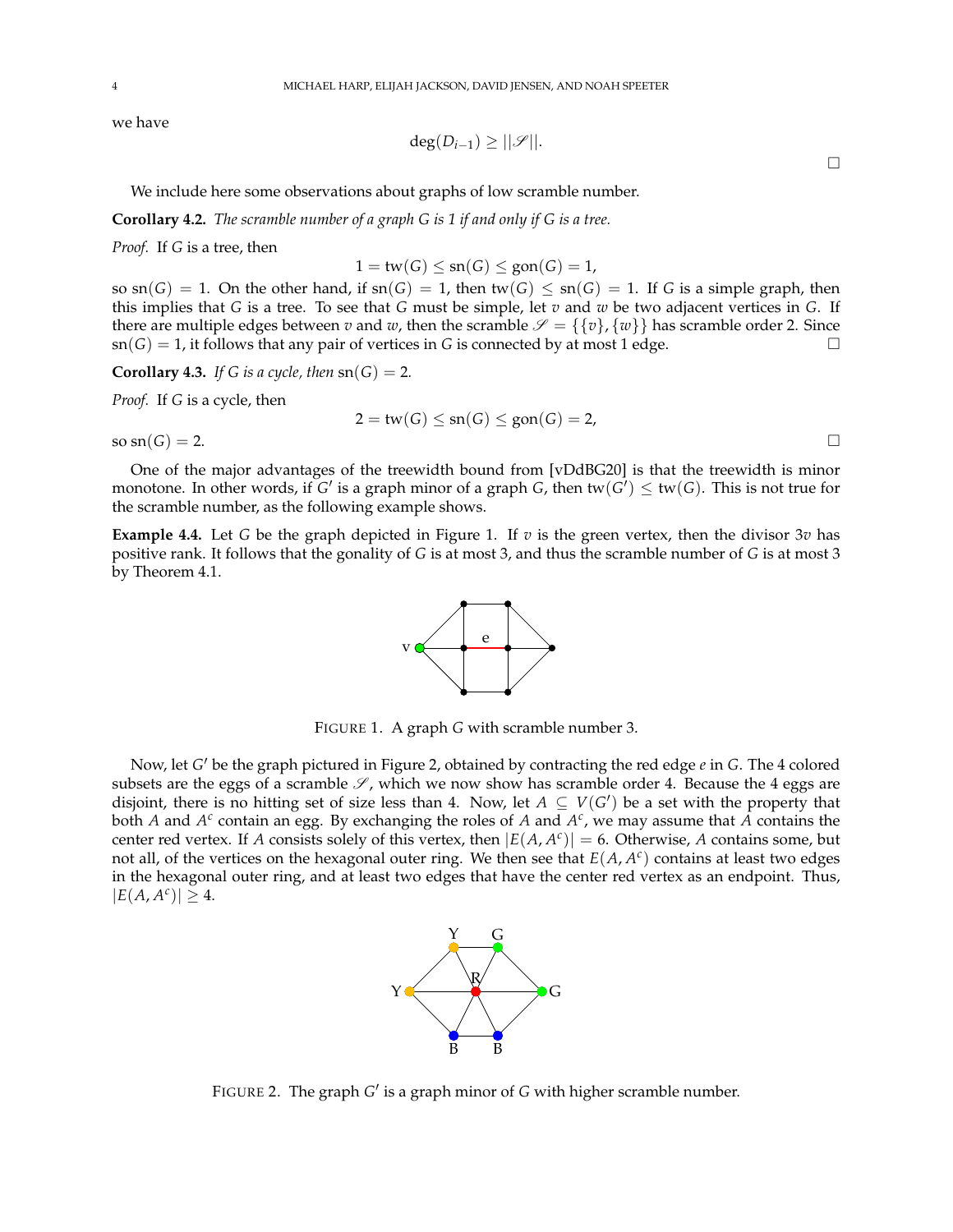we have

$$\deg(D_{i-1}) \geq ||\mathscr{S}||.$$

□

We include here some observations about graphs of low scramble number.

**Corollary 4.2.** *The scramble number of a graph $G$ is 1 if and only if $G$ is a tree.*

*Proof.* If $G$ is a tree, then

$$1 = \mathrm{tw}(G) \leq \mathrm{sn}(G) \leq \mathrm{gon}(G) = 1,$$

so $\mathrm{sn}(G) = 1$. On the other hand, if $\mathrm{sn}(G) = 1$, then $\mathrm{tw}(G) \leq \mathrm{sn}(G) = 1$. If $G$ is a simple graph, then this implies that $G$ is a tree. To see that $G$ must be simple, let $v$ and $w$ be two adjacent vertices in $G$. If there are multiple edges between $v$ and $w$, then the scramble $\mathscr{S} = \{\{v\}, \{w\}\}$ has scramble order 2. Since $\mathrm{sn}(G) = 1$, it follows that any pair of vertices in $G$ is connected by at most 1 edge. □

**Corollary 4.3.** *If $G$ is a cycle, then $\mathrm{sn}(G) = 2$.*

*Proof.* If $G$ is a cycle, then

$$2 = \mathrm{tw}(G) \leq \mathrm{sn}(G) \leq \mathrm{gon}(G) = 2,$$

so $\mathrm{sn}(G) = 2$. □

One of the major advantages of the treewidth bound from [vDdBG20] is that the treewidth is minor monotone. In other words, if $G'$ is a graph minor of a graph $G$, then $\mathrm{tw}(G') \leq \mathrm{tw}(G)$. This is not true for the scramble number, as the following example shows.

**Example 4.4.** Let $G$ be the graph depicted in Figure 1. If $v$ is the green vertex, then the divisor $3v$ has positive rank. It follows that the gonality of $G$ is at most 3, and thus the scramble number of $G$ is at most 3 by Theorem 4.1.

FIGURE 1. A graph $G$ with scramble number 3.

Now, let $G'$ be the graph pictured in Figure 2, obtained by contracting the red edge $e$ in $G$. The 4 colored subsets are the eggs of a scramble $\mathscr{S}$, which we now show has scramble order 4. Because the 4 eggs are disjoint, there is no hitting set of size less than 4. Now, let $A \subseteq V(G')$ be a set with the property that both $A$ and $A^c$ contain an egg. By exchanging the roles of $A$ and $A^c$, we may assume that $A$ contains the center red vertex. If $A$ consists solely of this vertex, then $|E(A, A^c)| = 6$. Otherwise, $A$ contains some, but not all, of the vertices on the hexagonal outer ring. We then see that $E(A, A^c)$ contains at least two edges in the hexagonal outer ring, and at least two edges that have the center red vertex as an endpoint. Thus, $|E(A, A^c)| \geq 4$.

FIGURE 2. The graph $G'$ is a graph minor of $G$ with higher scramble number.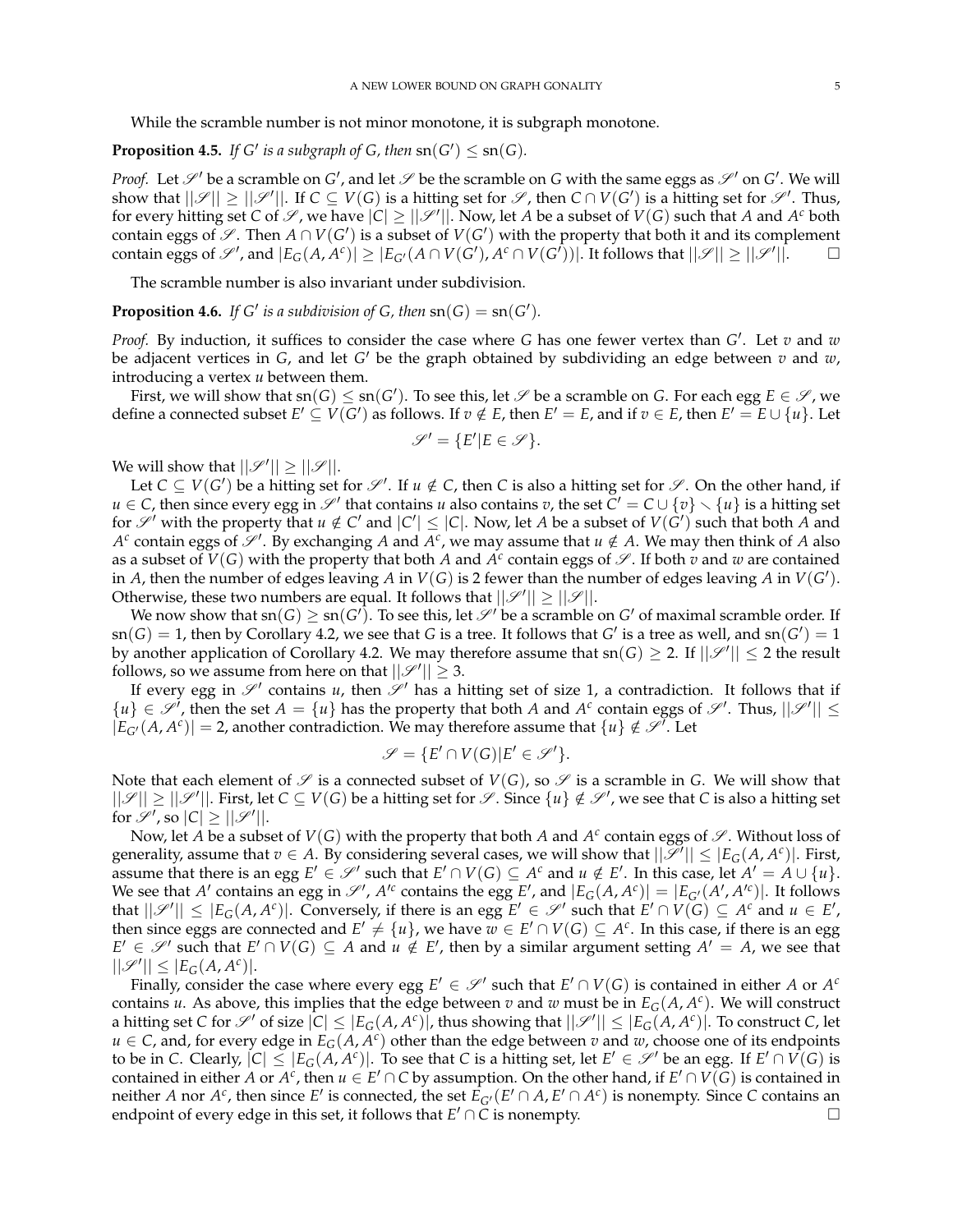While the scramble number is not minor monotone, it is subgraph monotone.

**Proposition 4.5.** *If $G'$ is a subgraph of $G$, then* $\text{sn}(G') \leq \text{sn}(G)$*.*

*Proof.* Let $\mathscr{S}'$ be a scramble on $G'$, and let $\mathscr{S}$ be the scramble on $G$ with the same eggs as $\mathscr{S}'$ on $G'$. We will show that $||\mathscr{S}|| \geq ||\mathscr{S}'||$. If $C \subseteq V(G)$ is a hitting set for $\mathscr{S}$, then $C \cap V(G')$ is a hitting set for $\mathscr{S}'$. Thus, for every hitting set $C$ of $\mathscr{S}$, we have $|C| \geq ||\mathscr{S}'||$. Now, let $A$ be a subset of $V(G)$ such that $A$ and $A^c$ both contain eggs of $\mathscr{S}$. Then $A \cap V(G')$ is a subset of $V(G')$ with the property that both it and its complement contain eggs of $\mathscr{S}'$, and $|E_G(A, A^c)| \geq |E_{G'}(A \cap V(G'), A^c \cap V(G'))|$. It follows that $||\mathscr{S}|| \geq ||\mathscr{S}'||$. $\square$

The scramble number is also invariant under subdivision.

**Proposition 4.6.** *If $G'$ is a subdivision of $G$, then* $\text{sn}(G) = \text{sn}(G')$*.*

*Proof.* By induction, it suffices to consider the case where $G$ has one fewer vertex than $G'$. Let $v$ and $w$ be adjacent vertices in $G$, and let $G'$ be the graph obtained by subdividing an edge between $v$ and $w$, introducing a vertex $u$ between them.

First, we will show that $\text{sn}(G) \leq \text{sn}(G')$. To see this, let $\mathscr{S}$ be a scramble on $G$. For each egg $E \in \mathscr{S}$, we define a connected subset $E' \subseteq V(G')$ as follows. If $v \notin E$, then $E' = E$, and if $v \in E$, then $E' = E \cup \{u\}$. Let

$$\mathscr{S}' = \{E' | E \in \mathscr{S}\}.$$

We will show that $||\mathscr{S}'|| \geq ||\mathscr{S}||$.

Let $C \subseteq V(G')$ be a hitting set for $\mathscr{S}'$. If $u \notin C$, then $C$ is also a hitting set for $\mathscr{S}$. On the other hand, if $u \in C$, then since every egg in $\mathscr{S}'$ that contains $u$ also contains $v$, the set $C' = C \cup \{v\} \smallsetminus \{u\}$ is a hitting set for $\mathscr{S}'$ with the property that $u \notin C'$ and $|C'| \leq |C|$. Now, let $A$ be a subset of $V(G')$ such that both $A$ and $A^c$ contain eggs of $\mathscr{S}'$. By exchanging $A$ and $A^c$, we may assume that $u \notin A$. We may then think of $A$ also as a subset of $V(G)$ with the property that both $A$ and $A^c$ contain eggs of $\mathscr{S}$. If both $v$ and $w$ are contained in $A$, then the number of edges leaving $A$ in $V(G)$ is 2 fewer than the number of edges leaving $A$ in $V(G')$. Otherwise, these two numbers are equal. It follows that $||\mathscr{S}'|| \geq ||\mathscr{S}||$.

We now show that $\text{sn}(G) \geq \text{sn}(G')$. To see this, let $\mathscr{S}'$ be a scramble on $G'$ of maximal scramble order. If $\text{sn}(G) = 1$, then by Corollary 4.2, we see that $G$ is a tree. It follows that $G'$ is a tree as well, and $\text{sn}(G') = 1$ by another application of Corollary 4.2. We may therefore assume that $\text{sn}(G) \geq 2$. If $||\mathscr{S}'|| \leq 2$ the result follows, so we assume from here on that $||\mathscr{S}'|| \geq 3$.

If every egg in $\mathscr{S}'$ contains $u$, then $\mathscr{S}'$ has a hitting set of size 1, a contradiction. It follows that if $\{u\} \in \mathscr{S}'$, then the set $A = \{u\}$ has the property that both $A$ and $A^c$ contain eggs of $\mathscr{S}'$. Thus, $||\mathscr{S}'|| \leq |E_{G'}(A, A^c)| = 2$, another contradiction. We may therefore assume that $\{u\} \notin \mathscr{S}'$. Let

$$\mathscr{S} = \{E' \cap V(G) | E' \in \mathscr{S}'\}.$$

Note that each element of $\mathscr{S}$ is a connected subset of $V(G)$, so $\mathscr{S}$ is a scramble in $G$. We will show that $||\mathscr{S}|| \geq ||\mathscr{S}'||$. First, let $C \subseteq V(G)$ be a hitting set for $\mathscr{S}$. Since $\{u\} \notin \mathscr{S}'$, we see that $C$ is also a hitting set for $\mathscr{S}'$, so $|C| \geq ||\mathscr{S}'||$.

Now, let $A$ be a subset of $V(G)$ with the property that both $A$ and $A^c$ contain eggs of $\mathscr{S}$. Without loss of generality, assume that $v \in A$. By considering several cases, we will show that $||\mathscr{S}'|| \leq |E_G(A, A^c)|$. First, assume that there is an egg $E' \in \mathscr{S}'$ such that $E' \cap V(G) \subseteq A^c$ and $u \notin E'$. In this case, let $A' = A \cup \{u\}$. We see that $A'$ contains an egg in $\mathscr{S}'$, $A'^c$ contains the egg $E'$, and $|E_G(A, A^c)| = |E_{G'}(A', A'^c)|$. It follows that $||\mathscr{S}'|| \leq |E_G(A, A^c)|$. Conversely, if there is an egg $E' \in \mathscr{S}'$ such that $E' \cap V(G) \subseteq A^c$ and $u \in E'$, then since eggs are connected and $E' \neq \{u\}$, we have $w \in E' \cap V(G) \subseteq A^c$. In this case, if there is an egg $E' \in \mathscr{S}'$ such that $E' \cap V(G) \subseteq A$ and $u \notin E'$, then by a similar argument setting $A' = A$, we see that $||\mathscr{S}'|| \leq |E_G(A, A^c)|$.

Finally, consider the case where every egg $E' \in \mathscr{S}'$ such that $E' \cap V(G)$ is contained in either $A$ or $A^c$ contains $u$. As above, this implies that the edge between $v$ and $w$ must be in $E_G(A, A^c)$. We will construct a hitting set $C$ for $\mathscr{S}'$ of size $|C| \leq |E_G(A, A^c)|$, thus showing that $||\mathscr{S}'|| \leq |E_G(A, A^c)|$. To construct $C$, let $u \in C$, and, for every edge in $E_G(A, A^c)$ other than the edge between $v$ and $w$, choose one of its endpoints to be in $C$. Clearly, $|C| \leq |E_G(A, A^c)|$. To see that $C$ is a hitting set, let $E' \in \mathscr{S}'$ be an egg. If $E' \cap V(G)$ is contained in either $A$ or $A^c$, then $u \in E' \cap C$ by assumption. On the other hand, if $E' \cap V(G)$ is contained in neither $A$ nor $A^c$, then since $E'$ is connected, the set $E_{G'}(E' \cap A, E' \cap A^c)$ is nonempty. Since $C$ contains an endpoint of every edge in this set, it follows that $E' \cap C$ is nonempty. $\square$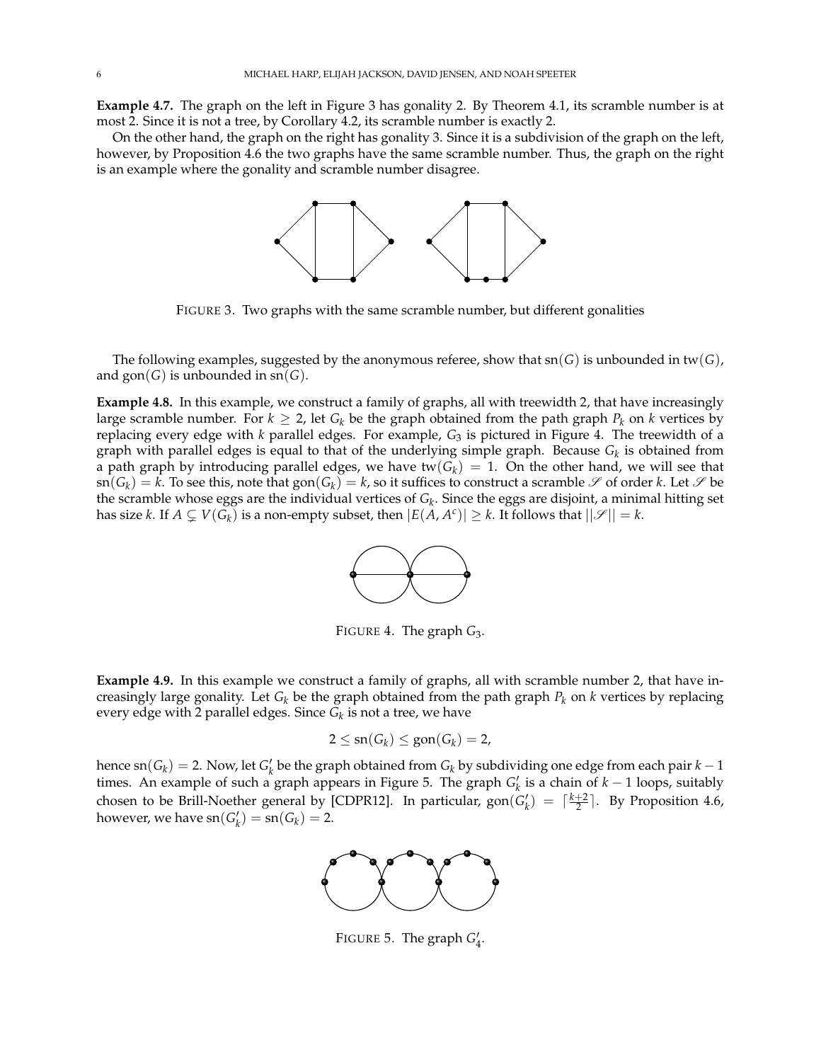**Example 4.7.** The graph on the left in Figure 3 has gonality 2. By Theorem 4.1, its scramble number is at most 2. Since it is not a tree, by Corollary 4.2, its scramble number is exactly 2.

On the other hand, the graph on the right has gonality 3. Since it is a subdivision of the graph on the left, however, by Proposition 4.6 the two graphs have the same scramble number. Thus, the graph on the right is an example where the gonality and scramble number disagree.

FIGURE 3. Two graphs with the same scramble number, but different gonalities

The following examples, suggested by the anonymous referee, show that $\mathrm{sn}(G)$ is unbounded in $\mathrm{tw}(G)$, and $\mathrm{gon}(G)$ is unbounded in $\mathrm{sn}(G)$.

**Example 4.8.** In this example, we construct a family of graphs, all with treewidth 2, that have increasingly large scramble number. For $k \geq 2$, let $G_k$ be the graph obtained from the path graph $P_k$ on $k$ vertices by replacing every edge with $k$ parallel edges. For example, $G_3$ is pictured in Figure 4. The treewidth of a graph with parallel edges is equal to that of the underlying simple graph. Because $G_k$ is obtained from a path graph by introducing parallel edges, we have $\mathrm{tw}(G_k) = 1$. On the other hand, we will see that $\mathrm{sn}(G_k) = k$. To see this, note that $\mathrm{gon}(G_k) = k$, so it suffices to construct a scramble $\mathscr{S}$ of order $k$. Let $\mathscr{S}$ be the scramble whose eggs are the individual vertices of $G_k$. Since the eggs are disjoint, a minimal hitting set has size $k$. If $A \subsetneq V(G_k)$ is a non-empty subset, then $|E(A, A^c)| \geq k$. It follows that $||\mathscr{S}|| = k$.

FIGURE 4. The graph $G_3$.

**Example 4.9.** In this example we construct a family of graphs, all with scramble number 2, that have increasingly large gonality. Let $G_k$ be the graph obtained from the path graph $P_k$ on $k$ vertices by replacing every edge with 2 parallel edges. Since $G_k$ is not a tree, we have

$$2 \leq \mathrm{sn}(G_k) \leq \mathrm{gon}(G_k) = 2,$$

hence $\mathrm{sn}(G_k) = 2$. Now, let $G'_k$ be the graph obtained from $G_k$ by subdividing one edge from each pair $k-1$ times. An example of such a graph appears in Figure 5. The graph $G'_k$ is a chain of $k-1$ loops, suitably chosen to be Brill-Noether general by [CDPR12]. In particular, $\mathrm{gon}(G'_k) = \lceil \frac{k+2}{2} \rceil$. By Proposition 4.6, however, we have $\mathrm{sn}(G'_k) = \mathrm{sn}(G_k) = 2$.

FIGURE 5. The graph $G'_4$.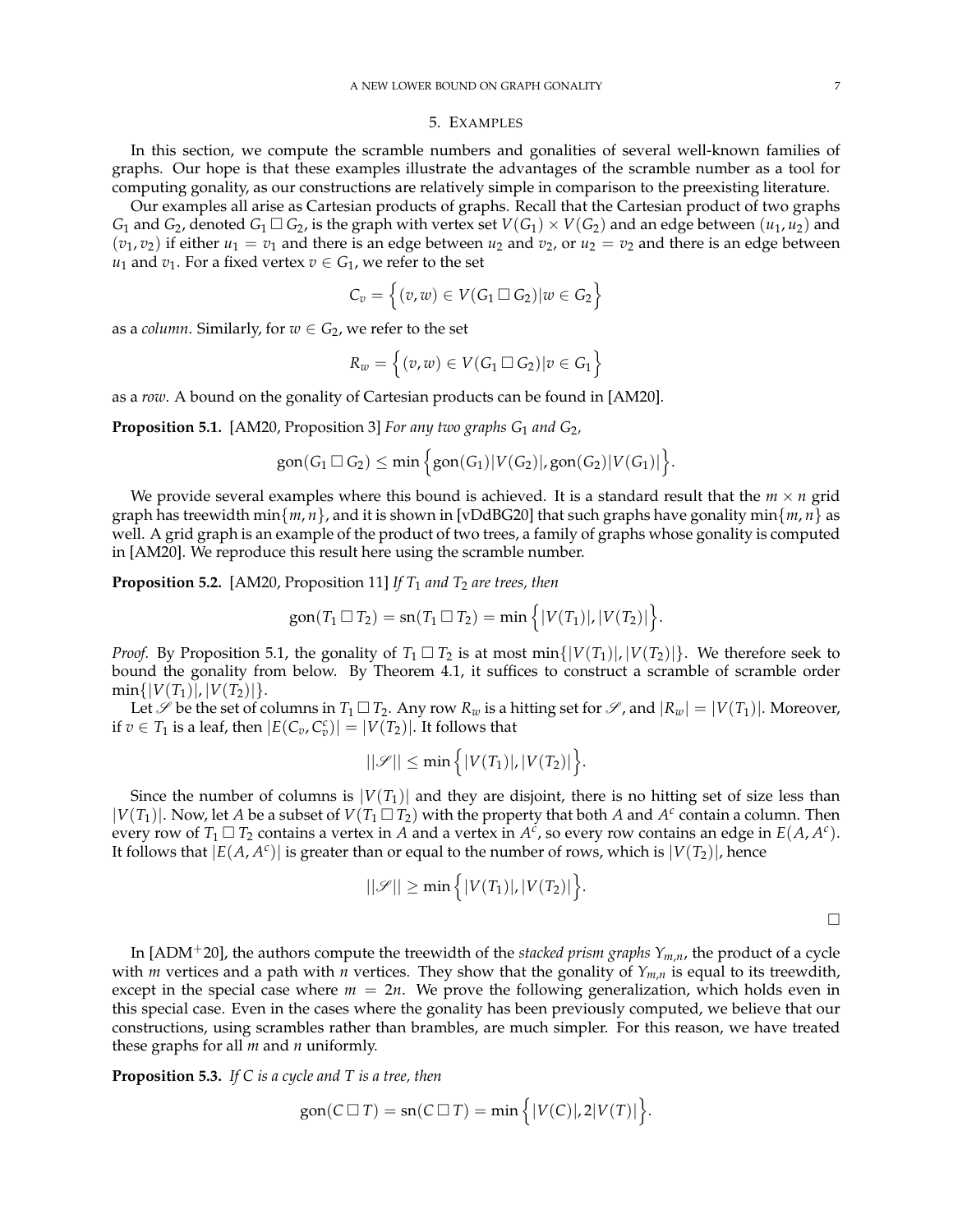## 5. Examples

In this section, we compute the scramble numbers and gonalities of several well-known families of graphs. Our hope is that these examples illustrate the advantages of the scramble number as a tool for computing gonality, as our constructions are relatively simple in comparison to the preexisting literature.

Our examples all arise as Cartesian products of graphs. Recall that the Cartesian product of two graphs $G_1$ and $G_2$, denoted $G_1 \square G_2$, is the graph with vertex set $V(G_1) \times V(G_2)$ and an edge between $(u_1, u_2)$ and $(v_1, v_2)$ if either $u_1 = v_1$ and there is an edge between $u_2$ and $v_2$, or $u_2 = v_2$ and there is an edge between $u_1$ and $v_1$. For a fixed vertex $v \in G_1$, we refer to the set

$$C_v = \Big\{ (v, w) \in V(G_1 \square G_2) | w \in G_2 \Big\}$$

as a *column*. Similarly, for $w \in G_2$, we refer to the set

$$R_w = \Big\{ (v, w) \in V(G_1 \square G_2) | v \in G_1 \Big\}$$

as a *row*. A bound on the gonality of Cartesian products can be found in [AM20].

**Proposition 5.1.** [AM20, Proposition 3] *For any two graphs $G_1$ and $G_2$,*

$$\text{gon}(G_1 \square G_2) \leq \min \Big\{ \text{gon}(G_1)|V(G_2)|, \text{gon}(G_2)|V(G_1)| \Big\}.$$

We provide several examples where this bound is achieved. It is a standard result that the $m \times n$ grid graph has treewidth $\min\{m, n\}$, and it is shown in [vDdBG20] that such graphs have gonality $\min\{m, n\}$ as well. A grid graph is an example of the product of two trees, a family of graphs whose gonality is computed in [AM20]. We reproduce this result here using the scramble number.

**Proposition 5.2.** [AM20, Proposition 11] *If $T_1$ and $T_2$ are trees, then*

$$\text{gon}(T_1 \square T_2) = \text{sn}(T_1 \square T_2) = \min \Big\{ |V(T_1)|, |V(T_2)| \Big\}.$$

*Proof.* By Proposition 5.1, the gonality of $T_1 \square T_2$ is at most $\min\{|V(T_1)|, |V(T_2)|\}$. We therefore seek to bound the gonality from below. By Theorem 4.1, it suffices to construct a scramble of scramble order $\min\{|V(T_1)|, |V(T_2)|\}$.

Let $\mathscr{S}$ be the set of columns in $T_1 \square T_2$. Any row $R_w$ is a hitting set for $\mathscr{S}$, and $|R_w| = |V(T_1)|$. Moreover, if $v \in T_1$ is a leaf, then $|E(C_v, C_v^c)| = |V(T_2)|$. It follows that

$$||\mathscr{S}|| \leq \min \Big\{ |V(T_1)|, |V(T_2)| \Big\}.$$

Since the number of columns is $|V(T_1)|$ and they are disjoint, there is no hitting set of size less than $|V(T_1)|$. Now, let $A$ be a subset of $V(T_1 \square T_2)$ with the property that both $A$ and $A^c$ contain a column. Then every row of $T_1 \square T_2$ contains a vertex in $A$ and a vertex in $A^c$, so every row contains an edge in $E(A, A^c)$. It follows that $|E(A, A^c)|$ is greater than or equal to the number of rows, which is $|V(T_2)|$, hence

$$||\mathscr{S}|| \geq \min \Big\{ |V(T_1)|, |V(T_2)| \Big\}.$$

$\square$

In [ADM+20], the authors compute the treewidth of the *stacked prism graphs* $Y_{m,n}$, the product of a cycle with $m$ vertices and a path with $n$ vertices. They show that the gonality of $Y_{m,n}$ is equal to its treewidth, except in the special case where $m = 2n$. We prove the following generalization, which holds even in this special case. Even in the cases where the gonality has been previously computed, we believe that our constructions, using scrambles rather than brambles, are much simpler. For this reason, we have treated these graphs for all $m$ and $n$ uniformly.

**Proposition 5.3.** *If $C$ is a cycle and $T$ is a tree, then*

$$\text{gon}(C \square T) = \text{sn}(C \square T) = \min \Big\{ |V(C)|, 2|V(T)| \Big\}.$$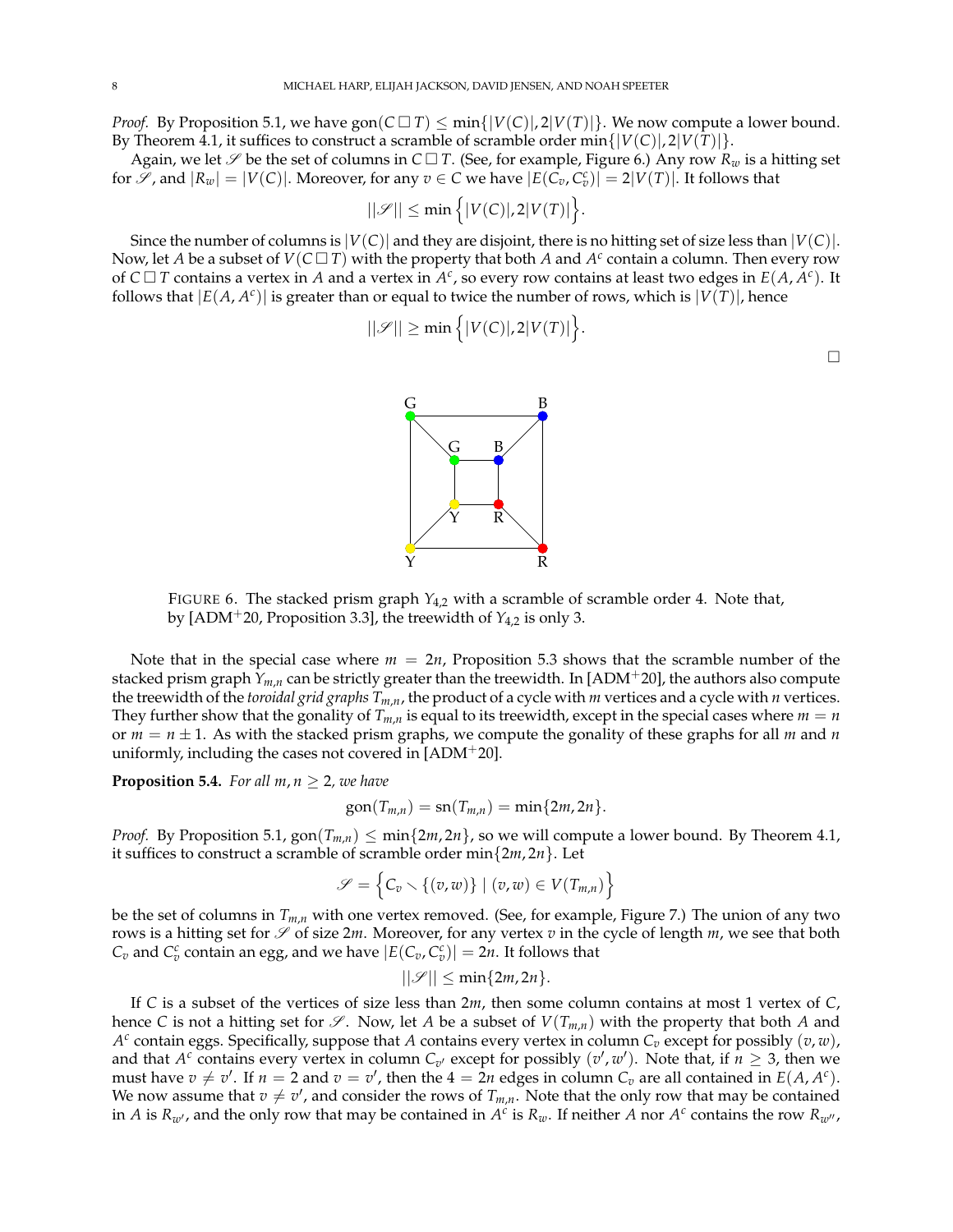*Proof.* By Proposition 5.1, we have $\text{gon}(C \square T) \leq \min\{|V(C)|, 2|V(T)|\}$. We now compute a lower bound. By Theorem 4.1, it suffices to construct a scramble of scramble order $\min\{|V(C)|, 2|V(T)|\}$.

Again, we let $\mathscr{S}$ be the set of columns in $C \square T$. (See, for example, Figure 6.) Any row $R_w$ is a hitting set for $\mathscr{S}$, and $|R_w| = |V(C)|$. Moreover, for any $v \in C$ we have $|E(C_v, C_v^c)| = 2|V(T)|$. It follows that

$$||\mathscr{S}|| \leq \min\left\{|V(C)|, 2|V(T)|\right\}.$$

Since the number of columns is $|V(C)|$ and they are disjoint, there is no hitting set of size less than $|V(C)|$. Now, let $A$ be a subset of $V(C \square T)$ with the property that both $A$ and $A^c$ contain a column. Then every row of $C \square T$ contains a vertex in $A$ and a vertex in $A^c$, so every row contains at least two edges in $E(A, A^c)$. It follows that $|E(A, A^c)|$ is greater than or equal to twice the number of rows, which is $|V(T)|$, hence

$$||\mathscr{S}|| \geq \min\left\{|V(C)|, 2|V(T)|\right\}.$$

□

FIGURE 6. The stacked prism graph $Y_{4,2}$ with a scramble of scramble order 4. Note that, by [ADM+20, Proposition 3.3], the treewidth of $Y_{4,2}$ is only 3.

Note that in the special case where $m = 2n$, Proposition 5.3 shows that the scramble number of the stacked prism graph $Y_{m,n}$ can be strictly greater than the treewidth. In [ADM+20], the authors also compute the treewidth of the *toroidal grid graphs* $T_{m,n}$, the product of a cycle with $m$ vertices and a cycle with $n$ vertices. They further show that the gonality of $T_{m,n}$ is equal to its treewidth, except in the special cases where $m = n$ or $m = n \pm 1$. As with the stacked prism graphs, we compute the gonality of these graphs for all $m$ and $n$ uniformly, including the cases not covered in [ADM+20].

**Proposition 5.4.** *For all $m, n \geq 2$, we have*

$$\text{gon}(T_{m,n}) = \text{sn}(T_{m,n}) = \min\{2m, 2n\}.$$

*Proof.* By Proposition 5.1, $\text{gon}(T_{m,n}) \leq \min\{2m, 2n\}$, so we will compute a lower bound. By Theorem 4.1, it suffices to construct a scramble of scramble order $\min\{2m, 2n\}$. Let

$$\mathscr{S} = \left\{C_v \smallsetminus \{(v, w)\} \mid (v, w) \in V(T_{m,n})\right\}$$

be the set of columns in $T_{m,n}$ with one vertex removed. (See, for example, Figure 7.) The union of any two rows is a hitting set for $\mathscr{S}$ of size $2m$. Moreover, for any vertex $v$ in the cycle of length $m$, we see that both $C_v$ and $C_v^c$ contain an egg, and we have $|E(C_v, C_v^c)| = 2n$. It follows that

$$||\mathscr{S}|| \leq \min\{2m, 2n\}.$$

If $C$ is a subset of the vertices of size less than $2m$, then some column contains at most 1 vertex of $C$, hence $C$ is not a hitting set for $\mathscr{S}$. Now, let $A$ be a subset of $V(T_{m,n})$ with the property that both $A$ and $A^c$ contain eggs. Specifically, suppose that $A$ contains every vertex in column $C_v$ except for possibly $(v, w)$, and that $A^c$ contains every vertex in column $C_{v'}$ except for possibly $(v', w')$. Note that, if $n \geq 3$, then we must have $v \neq v'$. If $n = 2$ and $v = v'$, then the $4 = 2n$ edges in column $C_v$ are all contained in $E(A, A^c)$. We now assume that $v \neq v'$, and consider the rows of $T_{m,n}$. Note that the only row that may be contained in $A$ is $R_{w'}$, and the only row that may be contained in $A^c$ is $R_w$. If neither $A$ nor $A^c$ contains the row $R_{w''}$,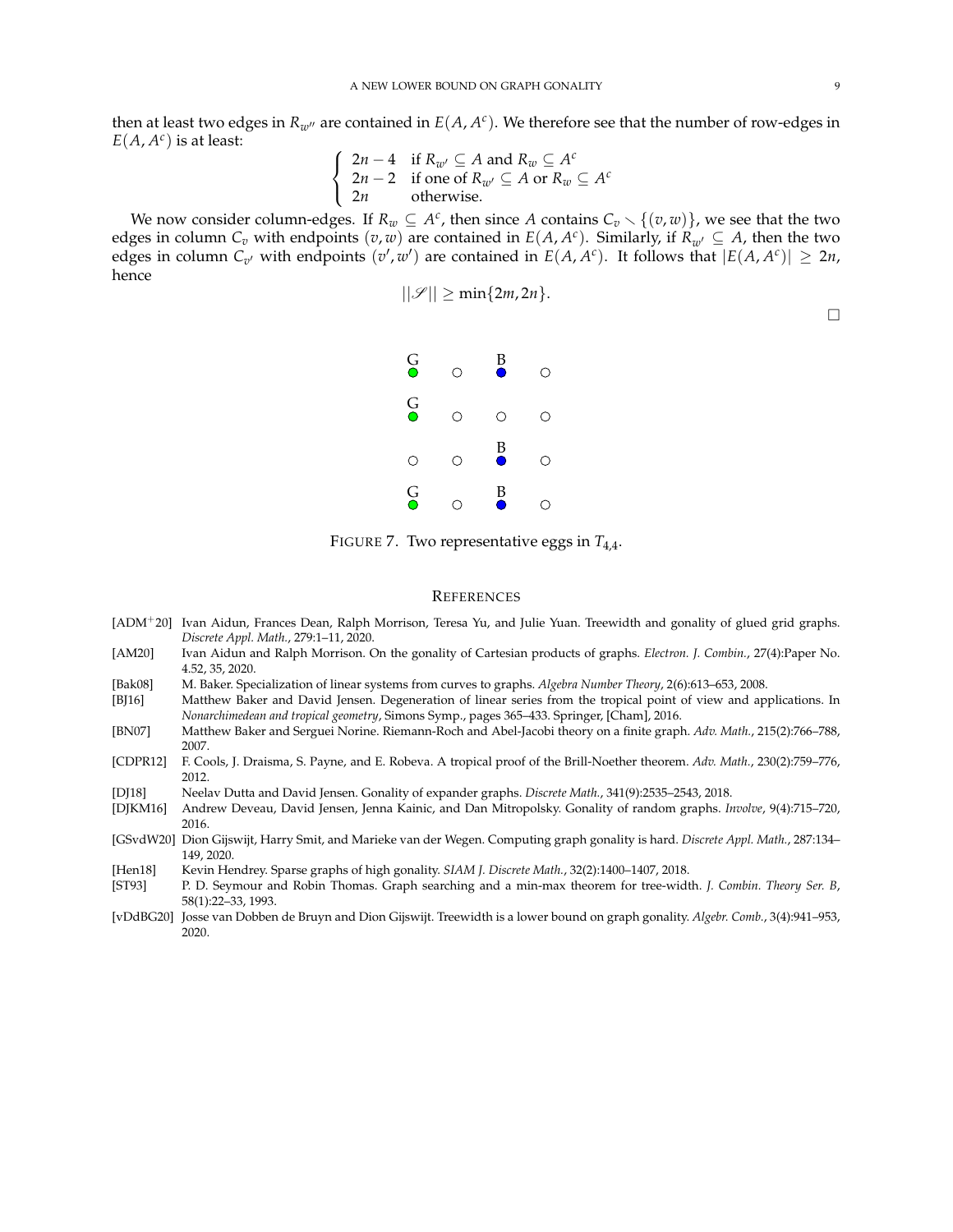then at least two edges in $R_{w''}$ are contained in $E(A, A^c)$. We therefore see that the number of row-edges in $E(A, A^c)$ is at least:

$$\begin{cases} 2n-4 & \text{if } R_{w'} \subseteq A \text{ and } R_w \subseteq A^c \\ 2n-2 & \text{if one of } R_{w'} \subseteq A \text{ or } R_w \subseteq A^c \\ 2n & \text{otherwise.} \end{cases}$$

We now consider column-edges. If $R_w \subseteq A^c$, then since $A$ contains $C_v \setminus \{(v,w)\}$, we see that the two edges in column $C_v$ with endpoints $(v,w)$ are contained in $E(A, A^c)$. Similarly, if $R_{w'} \subseteq A$, then the two edges in column $C_{v'}$ with endpoints $(v', w')$ are contained in $E(A, A^c)$. It follows that $|E(A, A^c)| \geq 2n$, hence

$$||\mathscr{S}|| \geq \min\{2m, 2n\}.$$

□

G B

G

B

G B

FIGURE 7. Two representative eggs in $T_{4,4}$.

## REFERENCES

[ADM+20] Ivan Aidun, Frances Dean, Ralph Morrison, Teresa Yu, and Julie Yuan. Treewidth and gonality of glued grid graphs. *Discrete Appl. Math.*, 279:1–11, 2020.

[AM20] Ivan Aidun and Ralph Morrison. On the gonality of Cartesian products of graphs. *Electron. J. Combin.*, 27(4):Paper No. 4.52, 35, 2020.

[Bak08] M. Baker. Specialization of linear systems from curves to graphs. *Algebra Number Theory*, 2(6):613–653, 2008.

[BJ16] Matthew Baker and David Jensen. Degeneration of linear series from the tropical point of view and applications. In *Nonarchimedean and tropical geometry*, Simons Symp., pages 365–433. Springer, [Cham], 2016.

[BN07] Matthew Baker and Serguei Norine. Riemann-Roch and Abel-Jacobi theory on a finite graph. *Adv. Math.*, 215(2):766–788, 2007.

[CDPR12] F. Cools, J. Draisma, S. Payne, and E. Robeva. A tropical proof of the Brill-Noether theorem. *Adv. Math.*, 230(2):759–776, 2012.

[DJ18] Neelav Dutta and David Jensen. Gonality of expander graphs. *Discrete Math.*, 341(9):2535–2543, 2018.

[DJKM16] Andrew Deveau, David Jensen, Jenna Kainic, and Dan Mitropolsky. Gonality of random graphs. *Involve*, 9(4):715–720, 2016.

[GSvdW20] Dion Gijswijt, Harry Smit, and Marieke van der Wegen. Computing graph gonality is hard. *Discrete Appl. Math.*, 287:134–149, 2020.

[Hen18] Kevin Hendrey. Sparse graphs of high gonality. *SIAM J. Discrete Math.*, 32(2):1400–1407, 2018.

[ST93] P. D. Seymour and Robin Thomas. Graph searching and a min-max theorem for tree-width. *J. Combin. Theory Ser. B*, 58(1):22–33, 1993.

[vDdBG20] Josse van Dobben de Bruyn and Dion Gijswijt. Treewidth is a lower bound on graph gonality. *Algebr. Comb.*, 3(4):941–953, 2020.